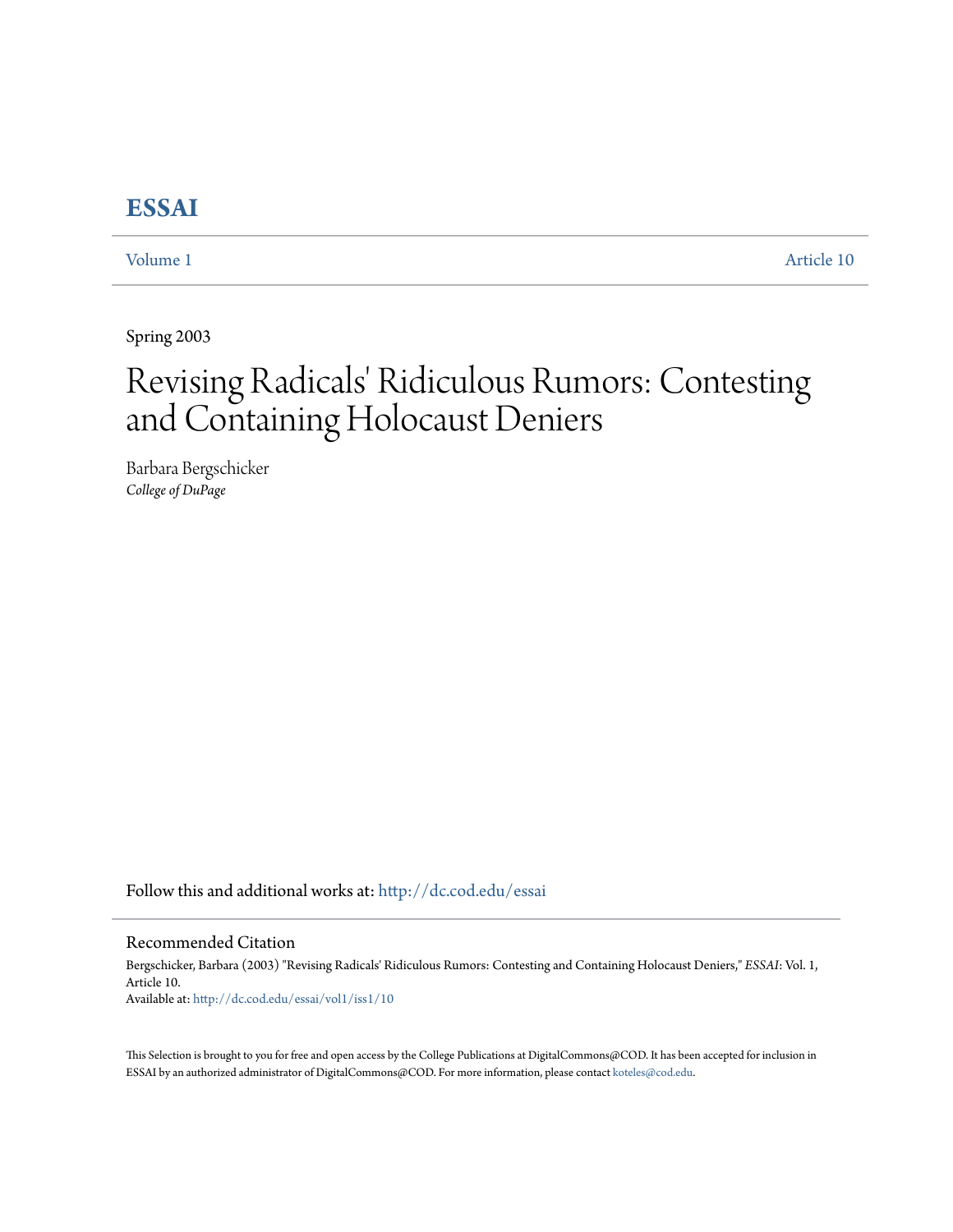# ESSAI

Volume 1 Article 10

Spring 2003

# Revising Radicals' Ridiculous Rumors: Contesting and Containing Holocaust Deniers

Barbara Bergschicker
*College of DuPage*

Follow this and additional works at: http://dc.cod.edu/essai

## Recommended Citation

Bergschicker, Barbara (2003) "Revising Radicals' Ridiculous Rumors: Contesting and Containing Holocaust Deniers," *ESSAI*: Vol. 1, Article 10.
Available at: http://dc.cod.edu/essai/vol1/iss1/10

This Selection is brought to you for free and open access by the College Publications at DigitalCommons@COD. It has been accepted for inclusion in ESSAI by an authorized administrator of DigitalCommons@COD. For more information, please contact koteles@cod.edu.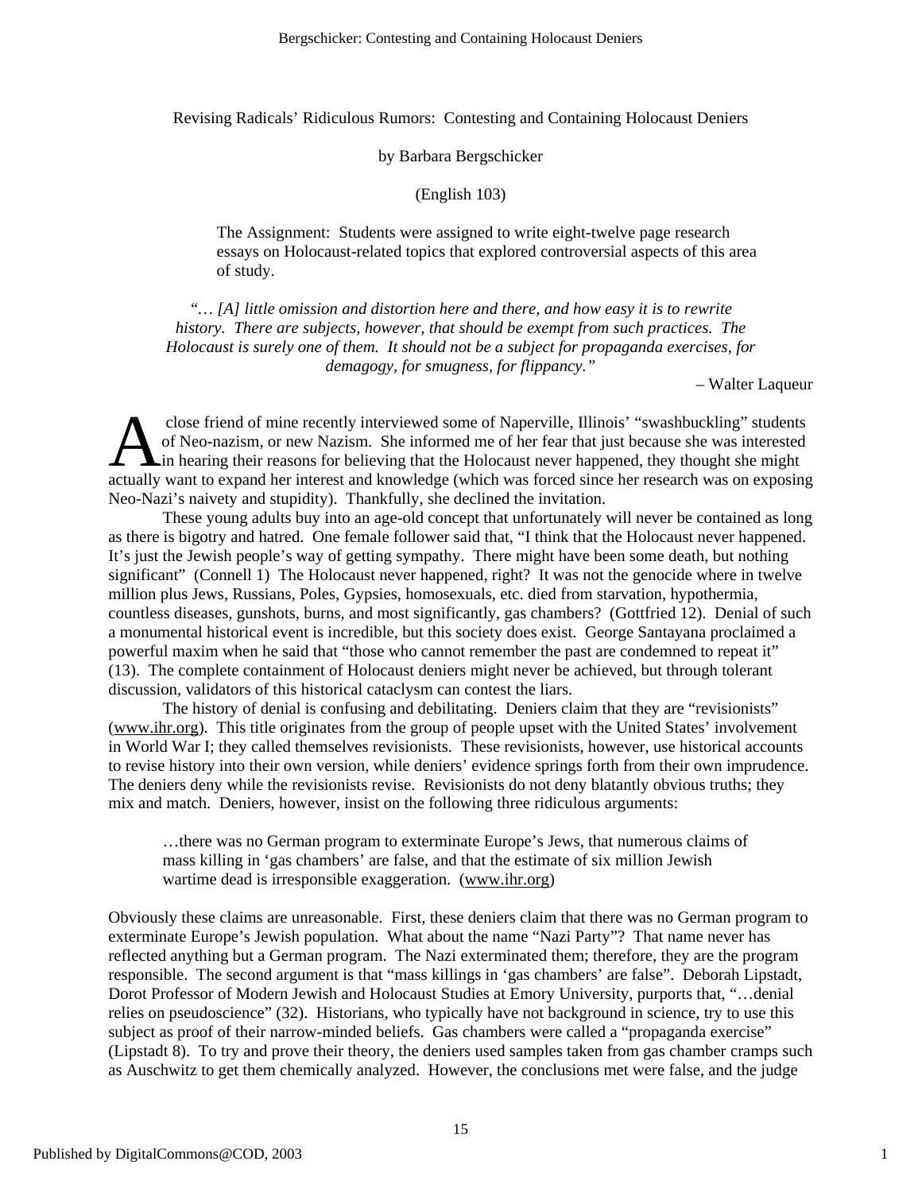Revising Radicals' Ridiculous Rumors: Contesting and Containing Holocaust Deniers

by Barbara Bergschicker

(English 103)

> The Assignment: Students were assigned to write eight-twelve page research essays on Holocaust-related topics that explored controversial aspects of this area of study.

*"… [A] little omission and distortion here and there, and how easy it is to rewrite history. There are subjects, however, that should be exempt from such practices. The Holocaust is surely one of them. It should not be a subject for propaganda exercises, for demagogy, for smugness, for flippancy."*

– Walter Laqueur

A close friend of mine recently interviewed some of Naperville, Illinois' "swashbuckling" students of Neo-nazism, or new Nazism. She informed me of her fear that just because she was interested in hearing their reasons for believing that the Holocaust never happened, they thought she might actually want to expand her interest and knowledge (which was forced since her research was on exposing Neo-Nazi's naivety and stupidity). Thankfully, she declined the invitation.

These young adults buy into an age-old concept that unfortunately will never be contained as long as there is bigotry and hatred. One female follower said that, "I think that the Holocaust never happened. It's just the Jewish people's way of getting sympathy. There might have been some death, but nothing significant" (Connell 1) The Holocaust never happened, right? It was not the genocide where in twelve million plus Jews, Russians, Poles, Gypsies, homosexuals, etc. died from starvation, hypothermia, countless diseases, gunshots, burns, and most significantly, gas chambers? (Gottfried 12). Denial of such a monumental historical event is incredible, but this society does exist. George Santayana proclaimed a powerful maxim when he said that "those who cannot remember the past are condemned to repeat it" (13). The complete containment of Holocaust deniers might never be achieved, but through tolerant discussion, validators of this historical cataclysm can contest the liars.

The history of denial is confusing and debilitating. Deniers claim that they are "revisionists" (www.ihr.org). This title originates from the group of people upset with the United States' involvement in World War I; they called themselves revisionists. These revisionists, however, use historical accounts to revise history into their own version, while deniers' evidence springs forth from their own imprudence. The deniers deny while the revisionists revise. Revisionists do not deny blatantly obvious truths; they mix and match. Deniers, however, insist on the following three ridiculous arguments:

> …there was no German program to exterminate Europe's Jews, that numerous claims of mass killing in 'gas chambers' are false, and that the estimate of six million Jewish wartime dead is irresponsible exaggeration. (www.ihr.org)

Obviously these claims are unreasonable. First, these deniers claim that there was no German program to exterminate Europe's Jewish population. What about the name "Nazi Party"? That name never has reflected anything but a German program. The Nazi exterminated them; therefore, they are the program responsible. The second argument is that "mass killings in 'gas chambers' are false". Deborah Lipstadt, Dorot Professor of Modern Jewish and Holocaust Studies at Emory University, purports that, "…denial relies on pseudoscience" (32). Historians, who typically have not background in science, try to use this subject as proof of their narrow-minded beliefs. Gas chambers were called a "propaganda exercise" (Lipstadt 8). To try and prove their theory, the deniers used samples taken from gas chamber cramps such as Auschwitz to get them chemically analyzed. However, the conclusions met were false, and the judge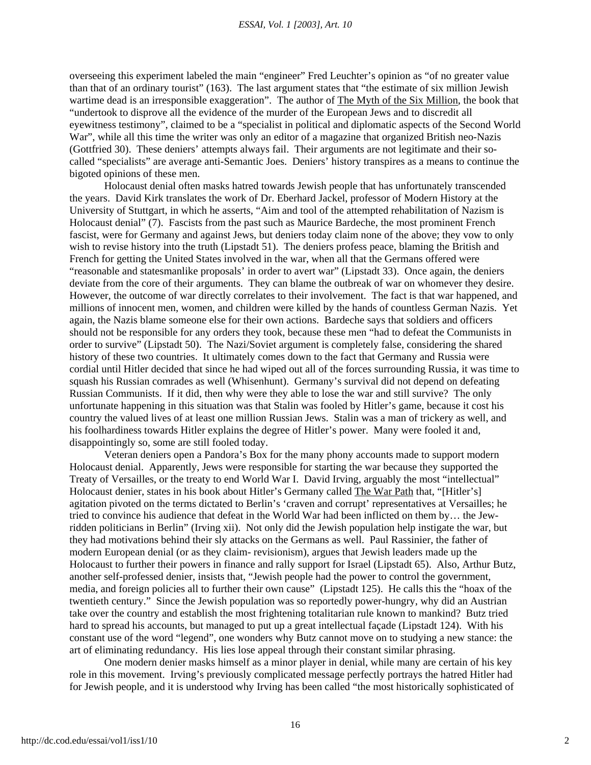overseeing this experiment labeled the main "engineer" Fred Leuchter's opinion as "of no greater value than that of an ordinary tourist" (163). The last argument states that "the estimate of six million Jewish wartime dead is an irresponsible exaggeration". The author of The Myth of the Six Million, the book that "undertook to disprove all the evidence of the murder of the European Jews and to discredit all eyewitness testimony", claimed to be a "specialist in political and diplomatic aspects of the Second World War", while all this time the writer was only an editor of a magazine that organized British neo-Nazis (Gottfried 30). These deniers' attempts always fail. Their arguments are not legitimate and their so-called "specialists" are average anti-Semantic Joes. Deniers' history transpires as a means to continue the bigoted opinions of these men.

Holocaust denial often masks hatred towards Jewish people that has unfortunately transcended the years. David Kirk translates the work of Dr. Eberhard Jackel, professor of Modern History at the University of Stuttgart, in which he asserts, "Aim and tool of the attempted rehabilitation of Nazism is Holocaust denial" (7). Fascists from the past such as Maurice Bardeche, the most prominent French fascist, were for Germany and against Jews, but deniers today claim none of the above; they vow to only wish to revise history into the truth (Lipstadt 51). The deniers profess peace, blaming the British and French for getting the United States involved in the war, when all that the Germans offered were "reasonable and statesmanlike proposals' in order to avert war" (Lipstadt 33). Once again, the deniers deviate from the core of their arguments. They can blame the outbreak of war on whomever they desire. However, the outcome of war directly correlates to their involvement. The fact is that war happened, and millions of innocent men, women, and children were killed by the hands of countless German Nazis. Yet again, the Nazis blame someone else for their own actions. Bardeche says that soldiers and officers should not be responsible for any orders they took, because these men "had to defeat the Communists in order to survive" (Lipstadt 50). The Nazi/Soviet argument is completely false, considering the shared history of these two countries. It ultimately comes down to the fact that Germany and Russia were cordial until Hitler decided that since he had wiped out all of the forces surrounding Russia, it was time to squash his Russian comrades as well (Whisenhunt). Germany's survival did not depend on defeating Russian Communists. If it did, then why were they able to lose the war and still survive? The only unfortunate happening in this situation was that Stalin was fooled by Hitler's game, because it cost his country the valued lives of at least one million Russian Jews. Stalin was a man of trickery as well, and his foolhardiness towards Hitler explains the degree of Hitler's power. Many were fooled it and, disappointingly so, some are still fooled today.

Veteran deniers open a Pandora's Box for the many phony accounts made to support modern Holocaust denial. Apparently, Jews were responsible for starting the war because they supported the Treaty of Versailles, or the treaty to end World War I. David Irving, arguably the most "intellectual" Holocaust denier, states in his book about Hitler's Germany called The War Path that, "[Hitler's] agitation pivoted on the terms dictated to Berlin's 'craven and corrupt' representatives at Versailles; he tried to convince his audience that defeat in the World War had been inflicted on them by… the Jew-ridden politicians in Berlin" (Irving xii). Not only did the Jewish population help instigate the war, but they had motivations behind their sly attacks on the Germans as well. Paul Rassinier, the father of modern European denial (or as they claim- revisionism), argues that Jewish leaders made up the Holocaust to further their powers in finance and rally support for Israel (Lipstadt 65). Also, Arthur Butz, another self-professed denier, insists that, "Jewish people had the power to control the government, media, and foreign policies all to further their own cause" (Lipstadt 125). He calls this the "hoax of the twentieth century." Since the Jewish population was so reportedly power-hungry, why did an Austrian take over the country and establish the most frightening totalitarian rule known to mankind? Butz tried hard to spread his accounts, but managed to put up a great intellectual façade (Lipstadt 124). With his constant use of the word "legend", one wonders why Butz cannot move on to studying a new stance: the art of eliminating redundancy. His lies lose appeal through their constant similar phrasing.

One modern denier masks himself as a minor player in denial, while many are certain of his key role in this movement. Irving's previously complicated message perfectly portrays the hatred Hitler had for Jewish people, and it is understood why Irving has been called "the most historically sophisticated of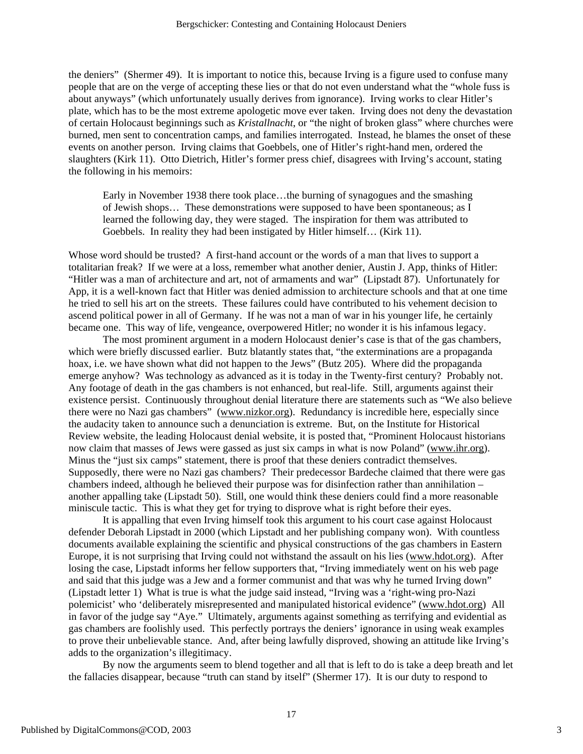the deniers" (Shermer 49). It is important to notice this, because Irving is a figure used to confuse many people that are on the verge of accepting these lies or that do not even understand what the "whole fuss is about anyways" (which unfortunately usually derives from ignorance). Irving works to clear Hitler's plate, which has to be the most extreme apologetic move ever taken. Irving does not deny the devastation of certain Holocaust beginnings such as *Kristallnacht*, or "the night of broken glass" where churches were burned, men sent to concentration camps, and families interrogated. Instead, he blames the onset of these events on another person. Irving claims that Goebbels, one of Hitler's right-hand men, ordered the slaughters (Kirk 11). Otto Dietrich, Hitler's former press chief, disagrees with Irving's account, stating the following in his memoirs:

> Early in November 1938 there took place…the burning of synagogues and the smashing of Jewish shops… These demonstrations were supposed to have been spontaneous; as I learned the following day, they were staged. The inspiration for them was attributed to Goebbels. In reality they had been instigated by Hitler himself… (Kirk 11).

Whose word should be trusted? A first-hand account or the words of a man that lives to support a totalitarian freak? If we were at a loss, remember what another denier, Austin J. App, thinks of Hitler: "Hitler was a man of architecture and art, not of armaments and war" (Lipstadt 87). Unfortunately for App, it is a well-known fact that Hitler was denied admission to architecture schools and that at one time he tried to sell his art on the streets. These failures could have contributed to his vehement decision to ascend political power in all of Germany. If he was not a man of war in his younger life, he certainly became one. This way of life, vengeance, overpowered Hitler; no wonder it is his infamous legacy.

The most prominent argument in a modern Holocaust denier's case is that of the gas chambers, which were briefly discussed earlier. Butz blatantly states that, "the exterminations are a propaganda hoax, i.e. we have shown what did not happen to the Jews" (Butz 205). Where did the propaganda emerge anyhow? Was technology as advanced as it is today in the Twenty-first century? Probably not. Any footage of death in the gas chambers is not enhanced, but real-life. Still, arguments against their existence persist. Continuously throughout denial literature there are statements such as "We also believe there were no Nazi gas chambers" (www.nizkor.org). Redundancy is incredible here, especially since the audacity taken to announce such a denunciation is extreme. But, on the Institute for Historical Review website, the leading Holocaust denial website, it is posted that, "Prominent Holocaust historians now claim that masses of Jews were gassed as just six camps in what is now Poland" (www.ihr.org). Minus the "just six camps" statement, there is proof that these deniers contradict themselves. Supposedly, there were no Nazi gas chambers? Their predecessor Bardeche claimed that there were gas chambers indeed, although he believed their purpose was for disinfection rather than annihilation – another appalling take (Lipstadt 50). Still, one would think these deniers could find a more reasonable miniscule tactic. This is what they get for trying to disprove what is right before their eyes.

It is appalling that even Irving himself took this argument to his court case against Holocaust defender Deborah Lipstadt in 2000 (which Lipstadt and her publishing company won). With countless documents available explaining the scientific and physical constructions of the gas chambers in Eastern Europe, it is not surprising that Irving could not withstand the assault on his lies (www.hdot.org). After losing the case, Lipstadt informs her fellow supporters that, "Irving immediately went on his web page and said that this judge was a Jew and a former communist and that was why he turned Irving down" (Lipstadt letter 1) What is true is what the judge said instead, "Irving was a 'right-wing pro-Nazi polemicist' who 'deliberately misrepresented and manipulated historical evidence" (www.hdot.org) All in favor of the judge say "Aye." Ultimately, arguments against something as terrifying and evidential as gas chambers are foolishly used. This perfectly portrays the deniers' ignorance in using weak examples to prove their unbelievable stance. And, after being lawfully disproved, showing an attitude like Irving's adds to the organization's illegitimacy.

By now the arguments seem to blend together and all that is left to do is take a deep breath and let the fallacies disappear, because "truth can stand by itself" (Shermer 17). It is our duty to respond to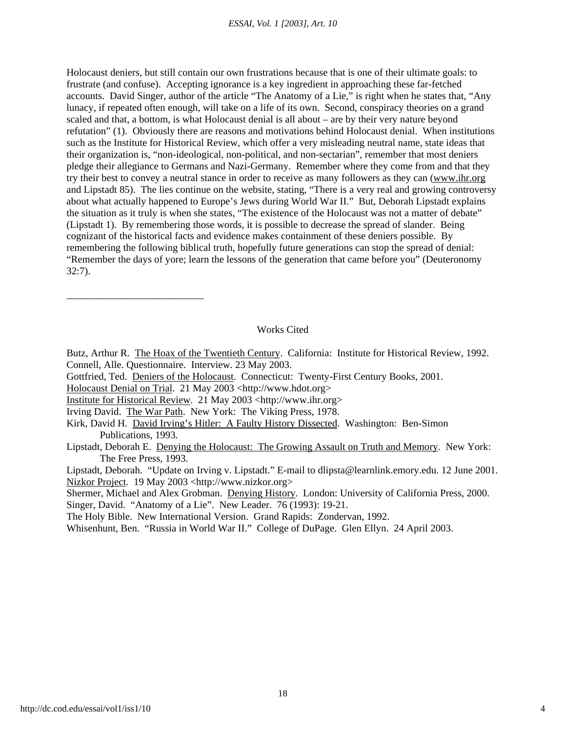Holocaust deniers, but still contain our own frustrations because that is one of their ultimate goals: to frustrate (and confuse). Accepting ignorance is a key ingredient in approaching these far-fetched accounts. David Singer, author of the article "The Anatomy of a Lie," is right when he states that, "Any lunacy, if repeated often enough, will take on a life of its own. Second, conspiracy theories on a grand scaled and that, a bottom, is what Holocaust denial is all about – are by their very nature beyond refutation" (1). Obviously there are reasons and motivations behind Holocaust denial. When institutions such as the Institute for Historical Review, which offer a very misleading neutral name, state ideas that their organization is, "non-ideological, non-political, and non-sectarian", remember that most deniers pledge their allegiance to Germans and Nazi-Germany. Remember where they come from and that they try their best to convey a neutral stance in order to receive as many followers as they can (www.ihr.org and Lipstadt 85). The lies continue on the website, stating, "There is a very real and growing controversy about what actually happened to Europe's Jews during World War II." But, Deborah Lipstadt explains the situation as it truly is when she states, "The existence of the Holocaust was not a matter of debate" (Lipstadt 1). By remembering those words, it is possible to decrease the spread of slander. Being cognizant of the historical facts and evidence makes containment of these deniers possible. By remembering the following biblical truth, hopefully future generations can stop the spread of denial: "Remember the days of yore; learn the lessons of the generation that came before you" (Deuteronomy 32:7).

---

## Works Cited

Butz, Arthur R. The Hoax of the Twentieth Century. California: Institute for Historical Review, 1992.

Connell, Alle. Questionnaire. Interview. 23 May 2003.

Gottfried, Ted. Deniers of the Holocaust. Connecticut: Twenty-First Century Books, 2001.

Holocaust Denial on Trial. 21 May 2003 <http://www.hdot.org>

Institute for Historical Review. 21 May 2003 <http://www.ihr.org>

Irving David. The War Path. New York: The Viking Press, 1978.

Kirk, David H. David Irving's Hitler: A Faulty History Dissected. Washington: Ben-Simon Publications, 1993.

Lipstadt, Deborah E. Denying the Holocaust: The Growing Assault on Truth and Memory. New York: The Free Press, 1993.

Lipstadt, Deborah. "Update on Irving v. Lipstadt." E-mail to dlipsta@learnlink.emory.edu. 12 June 2001.

Nizkor Project. 19 May 2003 <http://www.nizkor.org>

Shermer, Michael and Alex Grobman. Denying History. London: University of California Press, 2000.

Singer, David. "Anatomy of a Lie". New Leader. 76 (1993): 19-21.

The Holy Bible. New International Version. Grand Rapids: Zondervan, 1992.

Whisenhunt, Ben. "Russia in World War II." College of DuPage. Glen Ellyn. 24 April 2003.